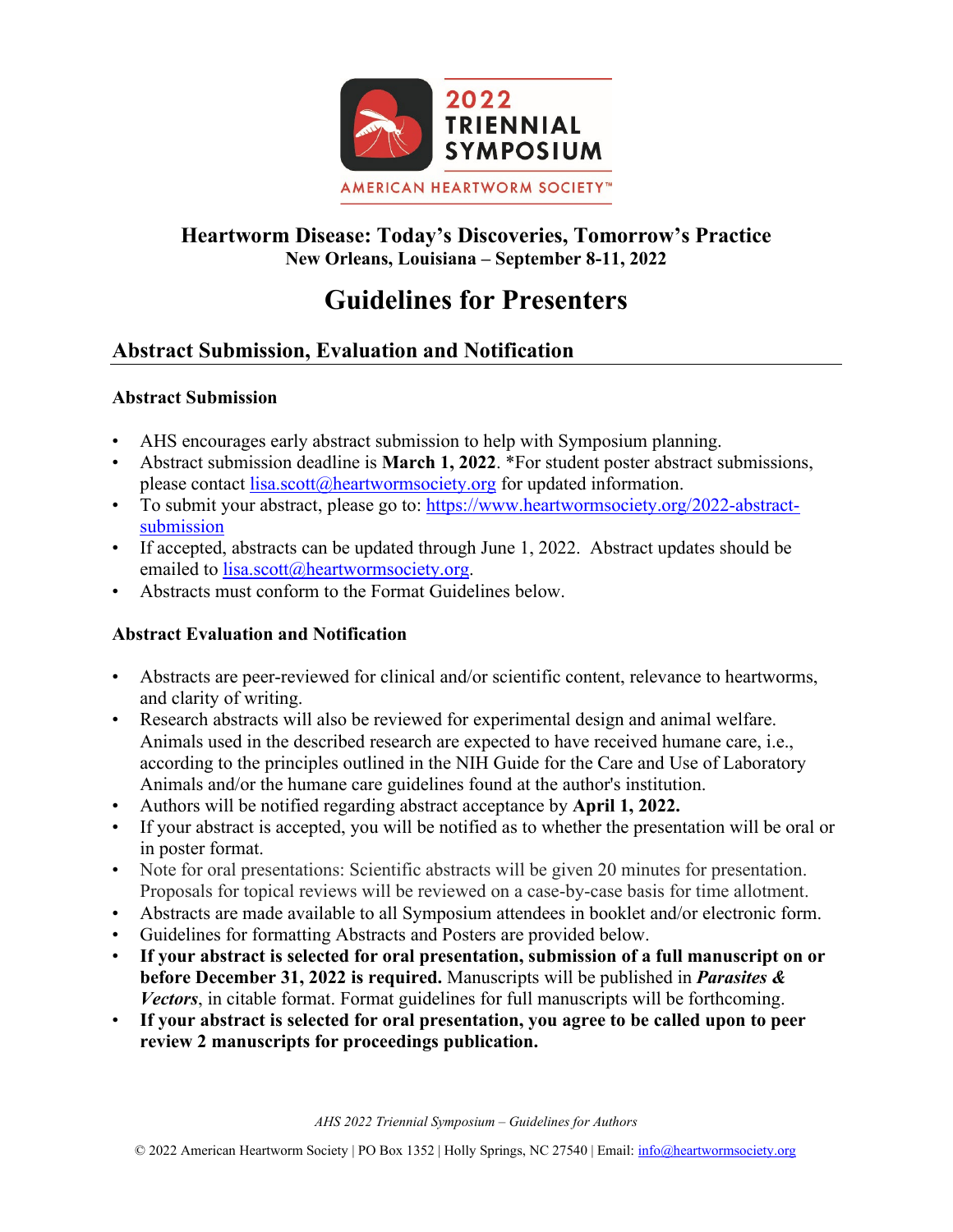2022 TRIENNIAL SYMPOSIUM

AMERICAN HEARTWORM SOCIETY™

**Heartworm Disease: Today's Discoveries, Tomorrow's Practice**
**New Orleans, Louisiana – September 8-11, 2022**

# Guidelines for Presenters

## Abstract Submission, Evaluation and Notification

### Abstract Submission

- AHS encourages early abstract submission to help with Symposium planning.
- Abstract submission deadline is **March 1, 2022**. *For student poster abstract submissions, please contact lisa.scott@heartwormsociety.org for updated information.
- To submit your abstract, please go to: https://www.heartwormsociety.org/2022-abstract-submission
- If accepted, abstracts can be updated through June 1, 2022. Abstract updates should be emailed to lisa.scott@heartwormsociety.org.
- Abstracts must conform to the Format Guidelines below.

### Abstract Evaluation and Notification

- Abstracts are peer-reviewed for clinical and/or scientific content, relevance to heartworms, and clarity of writing.
- Research abstracts will also be reviewed for experimental design and animal welfare. Animals used in the described research are expected to have received humane care, i.e., according to the principles outlined in the NIH Guide for the Care and Use of Laboratory Animals and/or the humane care guidelines found at the author's institution.
- Authors will be notified regarding abstract acceptance by **April 1, 2022.**
- If your abstract is accepted, you will be notified as to whether the presentation will be oral or in poster format.
- Note for oral presentations: Scientific abstracts will be given 20 minutes for presentation. Proposals for topical reviews will be reviewed on a case-by-case basis for time allotment.
- Abstracts are made available to all Symposium attendees in booklet and/or electronic form.
- Guidelines for formatting Abstracts and Posters are provided below.
- **If your abstract is selected for oral presentation, submission of a full manuscript on or before December 31, 2022 is required.** Manuscripts will be published in ***Parasites & Vectors***, in citable format. Format guidelines for full manuscripts will be forthcoming.
- **If your abstract is selected for oral presentation, you agree to be called upon to peer review 2 manuscripts for proceedings publication.**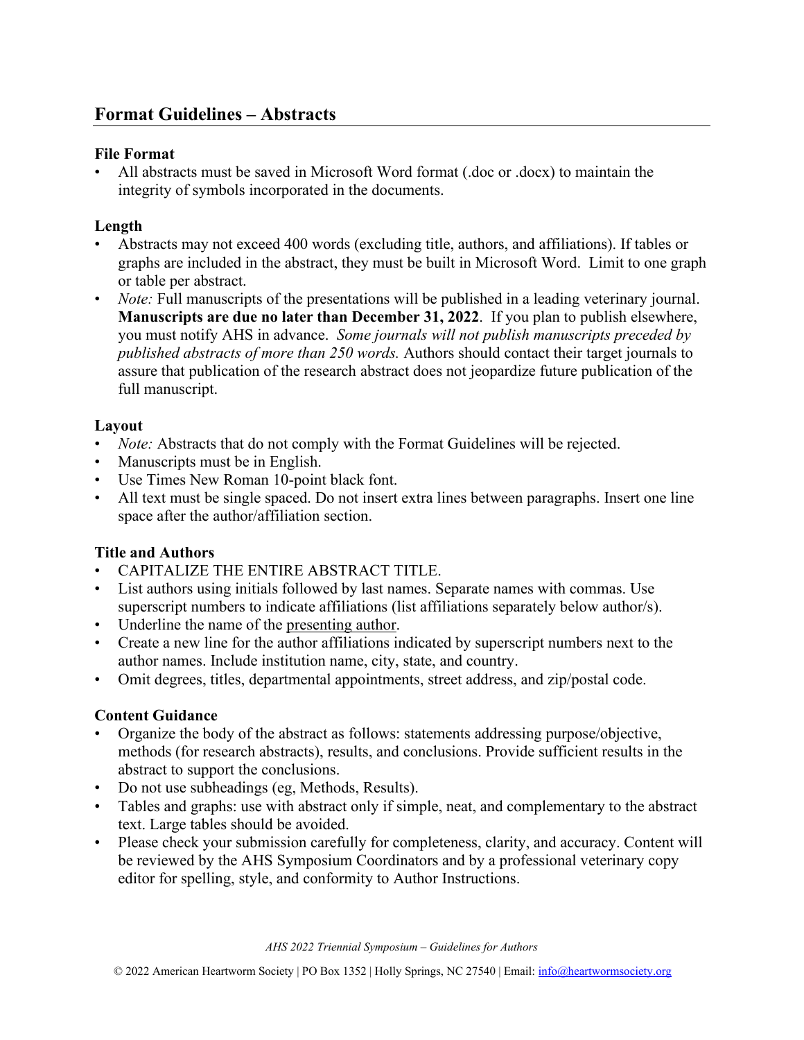## Format Guidelines – Abstracts

### File Format

- All abstracts must be saved in Microsoft Word format (.doc or .docx) to maintain the integrity of symbols incorporated in the documents.

### Length

- Abstracts may not exceed 400 words (excluding title, authors, and affiliations). If tables or graphs are included in the abstract, they must be built in Microsoft Word. Limit to one graph or table per abstract.
- *Note:* Full manuscripts of the presentations will be published in a leading veterinary journal. **Manuscripts are due no later than December 31, 2022**. If you plan to publish elsewhere, you must notify AHS in advance. *Some journals will not publish manuscripts preceded by published abstracts of more than 250 words.* Authors should contact their target journals to assure that publication of the research abstract does not jeopardize future publication of the full manuscript.

### Layout

- *Note:* Abstracts that do not comply with the Format Guidelines will be rejected.
- Manuscripts must be in English.
- Use Times New Roman 10-point black font.
- All text must be single spaced. Do not insert extra lines between paragraphs. Insert one line space after the author/affiliation section.

### Title and Authors

- CAPITALIZE THE ENTIRE ABSTRACT TITLE.
- List authors using initials followed by last names. Separate names with commas. Use superscript numbers to indicate affiliations (list affiliations separately below author/s).
- Underline the name of the <u>presenting author</u>.
- Create a new line for the author affiliations indicated by superscript numbers next to the author names. Include institution name, city, state, and country.
- Omit degrees, titles, departmental appointments, street address, and zip/postal code.

### Content Guidance

- Organize the body of the abstract as follows: statements addressing purpose/objective, methods (for research abstracts), results, and conclusions. Provide sufficient results in the abstract to support the conclusions.
- Do not use subheadings (eg, Methods, Results).
- Tables and graphs: use with abstract only if simple, neat, and complementary to the abstract text. Large tables should be avoided.
- Please check your submission carefully for completeness, clarity, and accuracy. Content will be reviewed by the AHS Symposium Coordinators and by a professional veterinary copy editor for spelling, style, and conformity to Author Instructions.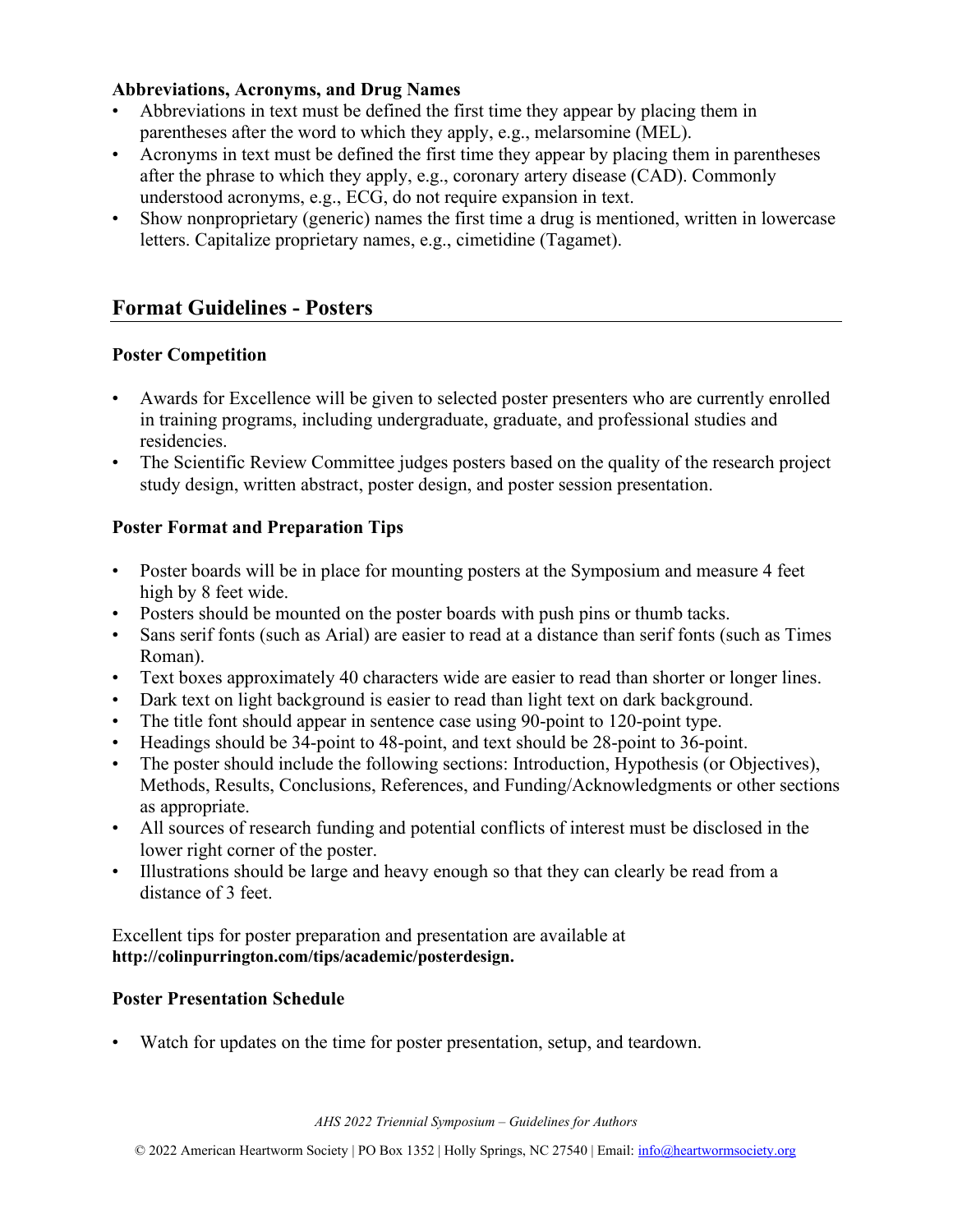**Abbreviations, Acronyms, and Drug Names**

- Abbreviations in text must be defined the first time they appear by placing them in parentheses after the word to which they apply, e.g., melarsomine (MEL).
- Acronyms in text must be defined the first time they appear by placing them in parentheses after the phrase to which they apply, e.g., coronary artery disease (CAD). Commonly understood acronyms, e.g., ECG, do not require expansion in text.
- Show nonproprietary (generic) names the first time a drug is mentioned, written in lowercase letters. Capitalize proprietary names, e.g., cimetidine (Tagamet).

## Format Guidelines - Posters

### Poster Competition

- Awards for Excellence will be given to selected poster presenters who are currently enrolled in training programs, including undergraduate, graduate, and professional studies and residencies.
- The Scientific Review Committee judges posters based on the quality of the research project study design, written abstract, poster design, and poster session presentation.

### Poster Format and Preparation Tips

- Poster boards will be in place for mounting posters at the Symposium and measure 4 feet high by 8 feet wide.
- Posters should be mounted on the poster boards with push pins or thumb tacks.
- Sans serif fonts (such as Arial) are easier to read at a distance than serif fonts (such as Times Roman).
- Text boxes approximately 40 characters wide are easier to read than shorter or longer lines.
- Dark text on light background is easier to read than light text on dark background.
- The title font should appear in sentence case using 90-point to 120-point type.
- Headings should be 34-point to 48-point, and text should be 28-point to 36-point.
- The poster should include the following sections: Introduction, Hypothesis (or Objectives), Methods, Results, Conclusions, References, and Funding/Acknowledgments or other sections as appropriate.
- All sources of research funding and potential conflicts of interest must be disclosed in the lower right corner of the poster.
- Illustrations should be large and heavy enough so that they can clearly be read from a distance of 3 feet.

Excellent tips for poster preparation and presentation are available at **http://colinpurrington.com/tips/academic/posterdesign.**

### Poster Presentation Schedule

- Watch for updates on the time for poster presentation, setup, and teardown.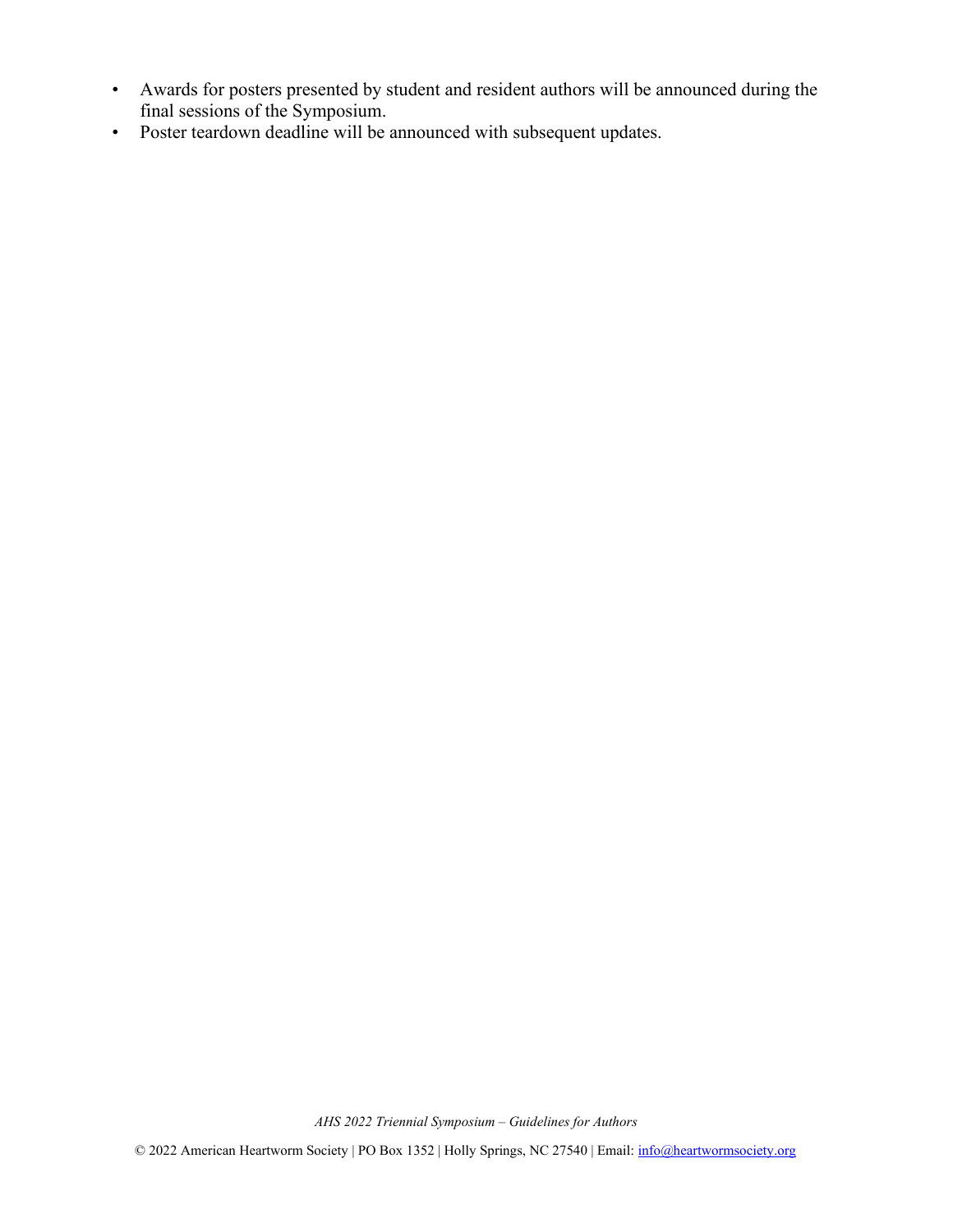- Awards for posters presented by student and resident authors will be announced during the final sessions of the Symposium.
- Poster teardown deadline will be announced with subsequent updates.